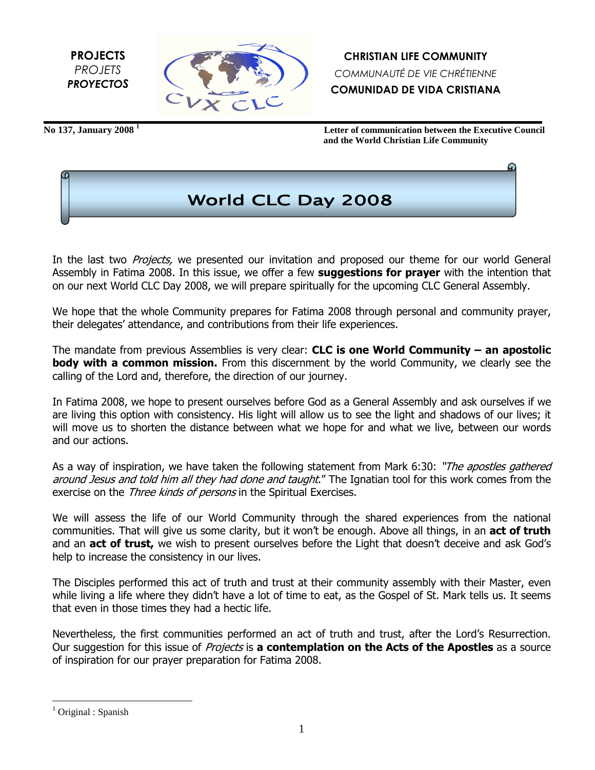**PROJECTS**
*PROJETS*
***PROYECTOS***

**CHRISTIAN LIFE COMMUNITY**
*COMMUNAUTÉ DE VIE CHRÉTIENNE*
**COMUNIDAD DE VIDA CRISTIANA**

**No 137, January 2008** [1]

**Letter of communication between the Executive Council and the World Christian Life Community**

# World CLC Day 2008

In the last two *Projects,* we presented our invitation and proposed our theme for our world General Assembly in Fatima 2008. In this issue, we offer a few **suggestions for prayer** with the intention that on our next World CLC Day 2008, we will prepare spiritually for the upcoming CLC General Assembly.

We hope that the whole Community prepares for Fatima 2008 through personal and community prayer, their delegates' attendance, and contributions from their life experiences.

The mandate from previous Assemblies is very clear: **CLC is one World Community – an apostolic body with a common mission.** From this discernment by the world Community, we clearly see the calling of the Lord and, therefore, the direction of our journey.

In Fatima 2008, we hope to present ourselves before God as a General Assembly and ask ourselves if we are living this option with consistency. His light will allow us to see the light and shadows of our lives; it will move us to shorten the distance between what we hope for and what we live, between our words and our actions.

As a way of inspiration, we have taken the following statement from Mark 6:30: *"The apostles gathered around Jesus and told him all they had done and taught.*" The Ignatian tool for this work comes from the exercise on the *Three kinds of persons* in the Spiritual Exercises.

We will assess the life of our World Community through the shared experiences from the national communities. That will give us some clarity, but it won't be enough. Above all things, in an **act of truth** and an **act of trust,** we wish to present ourselves before the Light that doesn't deceive and ask God's help to increase the consistency in our lives.

The Disciples performed this act of truth and trust at their community assembly with their Master, even while living a life where they didn't have a lot of time to eat, as the Gospel of St. Mark tells us. It seems that even in those times they had a hectic life.

Nevertheless, the first communities performed an act of truth and trust, after the Lord's Resurrection. Our suggestion for this issue of *Projects* is **a contemplation on the Acts of the Apostles** as a source of inspiration for our prayer preparation for Fatima 2008.

[1] Original : Spanish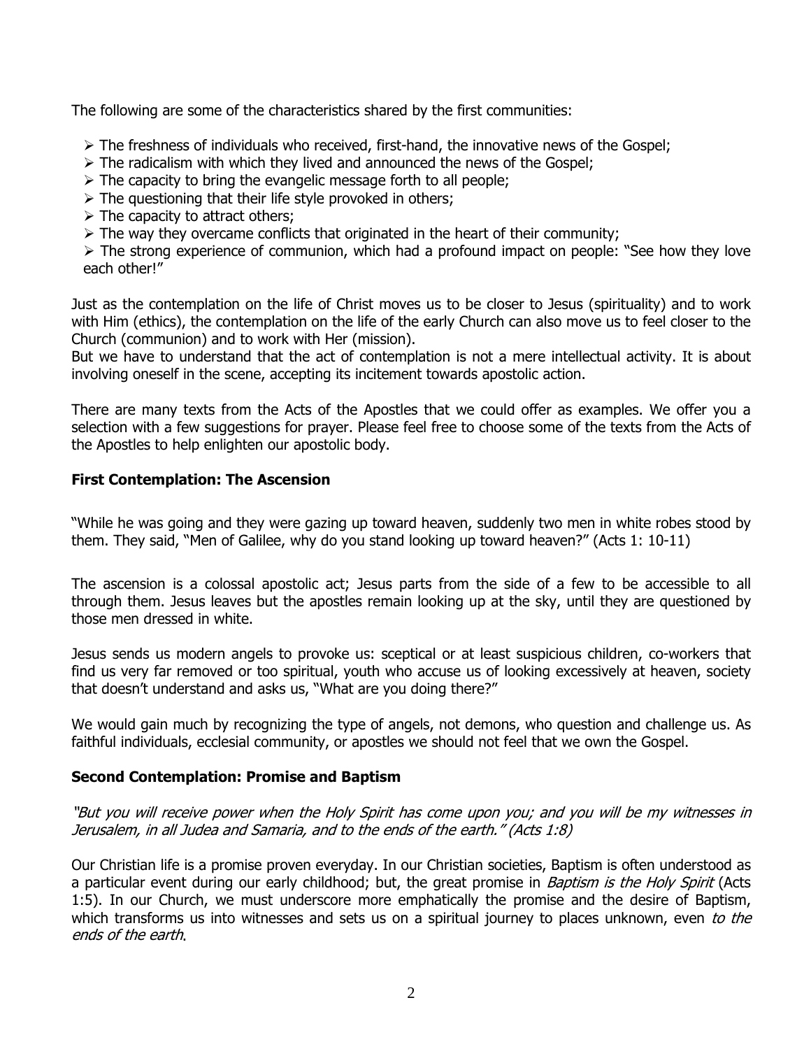The following are some of the characteristics shared by the first communities:

- The freshness of individuals who received, first-hand, the innovative news of the Gospel;
- The radicalism with which they lived and announced the news of the Gospel;
- The capacity to bring the evangelic message forth to all people;
- The questioning that their life style provoked in others;
- The capacity to attract others;
- The way they overcame conflicts that originated in the heart of their community;
- The strong experience of communion, which had a profound impact on people: "See how they love each other!"

Just as the contemplation on the life of Christ moves us to be closer to Jesus (spirituality) and to work with Him (ethics), the contemplation on the life of the early Church can also move us to feel closer to the Church (communion) and to work with Her (mission).
But we have to understand that the act of contemplation is not a mere intellectual activity. It is about involving oneself in the scene, accepting its incitement towards apostolic action.

There are many texts from the Acts of the Apostles that we could offer as examples. We offer you a selection with a few suggestions for prayer. Please feel free to choose some of the texts from the Acts of the Apostles to help enlighten our apostolic body.

**First Contemplation: The Ascension**

"While he was going and they were gazing up toward heaven, suddenly two men in white robes stood by them. They said, "Men of Galilee, why do you stand looking up toward heaven?" (Acts 1: 10-11)

The ascension is a colossal apostolic act; Jesus parts from the side of a few to be accessible to all through them. Jesus leaves but the apostles remain looking up at the sky, until they are questioned by those men dressed in white.

Jesus sends us modern angels to provoke us: sceptical or at least suspicious children, co-workers that find us very far removed or too spiritual, youth who accuse us of looking excessively at heaven, society that doesn't understand and asks us, "What are you doing there?"

We would gain much by recognizing the type of angels, not demons, who question and challenge us. As faithful individuals, ecclesial community, or apostles we should not feel that we own the Gospel.

**Second Contemplation: Promise and Baptism**

*"But you will receive power when the Holy Spirit has come upon you; and you will be my witnesses in Jerusalem, in all Judea and Samaria, and to the ends of the earth." (Acts 1:8)*

Our Christian life is a promise proven everyday. In our Christian societies, Baptism is often understood as a particular event during our early childhood; but, the great promise in *Baptism is the Holy Spirit* (Acts 1:5). In our Church, we must underscore more emphatically the promise and the desire of Baptism, which transforms us into witnesses and sets us on a spiritual journey to places unknown, even *to the ends of the earth*.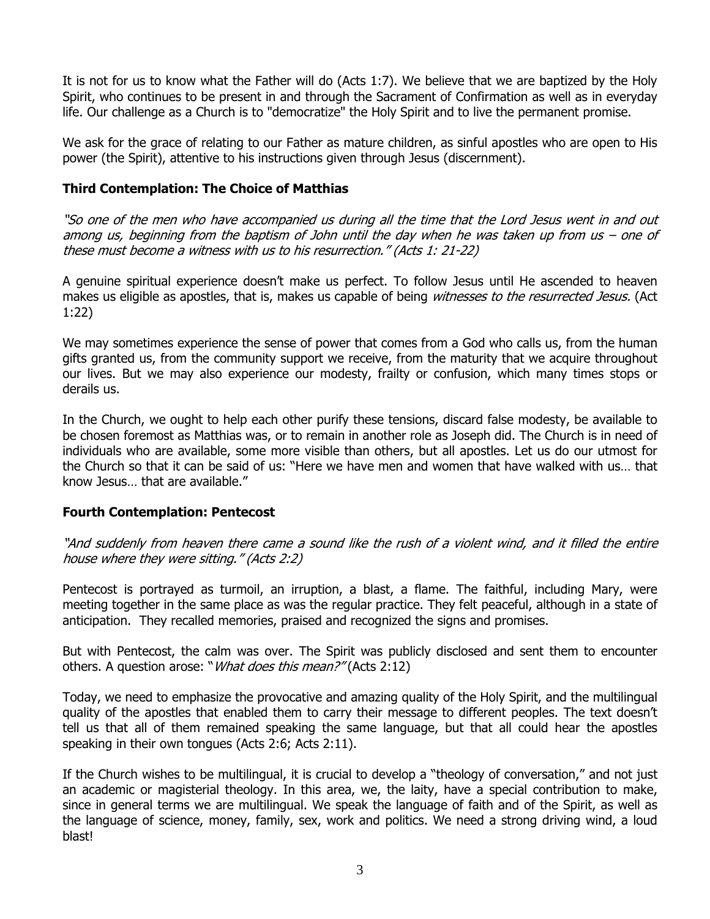It is not for us to know what the Father will do (Acts 1:7). We believe that we are baptized by the Holy Spirit, who continues to be present in and through the Sacrament of Confirmation as well as in everyday life. Our challenge as a Church is to "democratize" the Holy Spirit and to live the permanent promise.

We ask for the grace of relating to our Father as mature children, as sinful apostles who are open to His power (the Spirit), attentive to his instructions given through Jesus (discernment).

### Third Contemplation: The Choice of Matthias

*"So one of the men who have accompanied us during all the time that the Lord Jesus went in and out among us, beginning from the baptism of John until the day when he was taken up from us – one of these must become a witness with us to his resurrection." (Acts 1: 21-22)*

A genuine spiritual experience doesn't make us perfect. To follow Jesus until He ascended to heaven makes us eligible as apostles, that is, makes us capable of being *witnesses to the resurrected Jesus.* (Act 1:22)

We may sometimes experience the sense of power that comes from a God who calls us, from the human gifts granted us, from the community support we receive, from the maturity that we acquire throughout our lives. But we may also experience our modesty, frailty or confusion, which many times stops or derails us.

In the Church, we ought to help each other purify these tensions, discard false modesty, be available to be chosen foremost as Matthias was, or to remain in another role as Joseph did. The Church is in need of individuals who are available, some more visible than others, but all apostles. Let us do our utmost for the Church so that it can be said of us: "Here we have men and women that have walked with us… that know Jesus… that are available."

### Fourth Contemplation: Pentecost

*"And suddenly from heaven there came a sound like the rush of a violent wind, and it filled the entire house where they were sitting." (Acts 2:2)*

Pentecost is portrayed as turmoil, an irruption, a blast, a flame. The faithful, including Mary, were meeting together in the same place as was the regular practice. They felt peaceful, although in a state of anticipation. They recalled memories, praised and recognized the signs and promises.

But with Pentecost, the calm was over. The Spirit was publicly disclosed and sent them to encounter others. A question arose: "*What does this mean?"* (Acts 2:12)

Today, we need to emphasize the provocative and amazing quality of the Holy Spirit, and the multilingual quality of the apostles that enabled them to carry their message to different peoples. The text doesn't tell us that all of them remained speaking the same language, but that all could hear the apostles speaking in their own tongues (Acts 2:6; Acts 2:11).

If the Church wishes to be multilingual, it is crucial to develop a "theology of conversation," and not just an academic or magisterial theology. In this area, we, the laity, have a special contribution to make, since in general terms we are multilingual. We speak the language of faith and of the Spirit, as well as the language of science, money, family, sex, work and politics. We need a strong driving wind, a loud blast!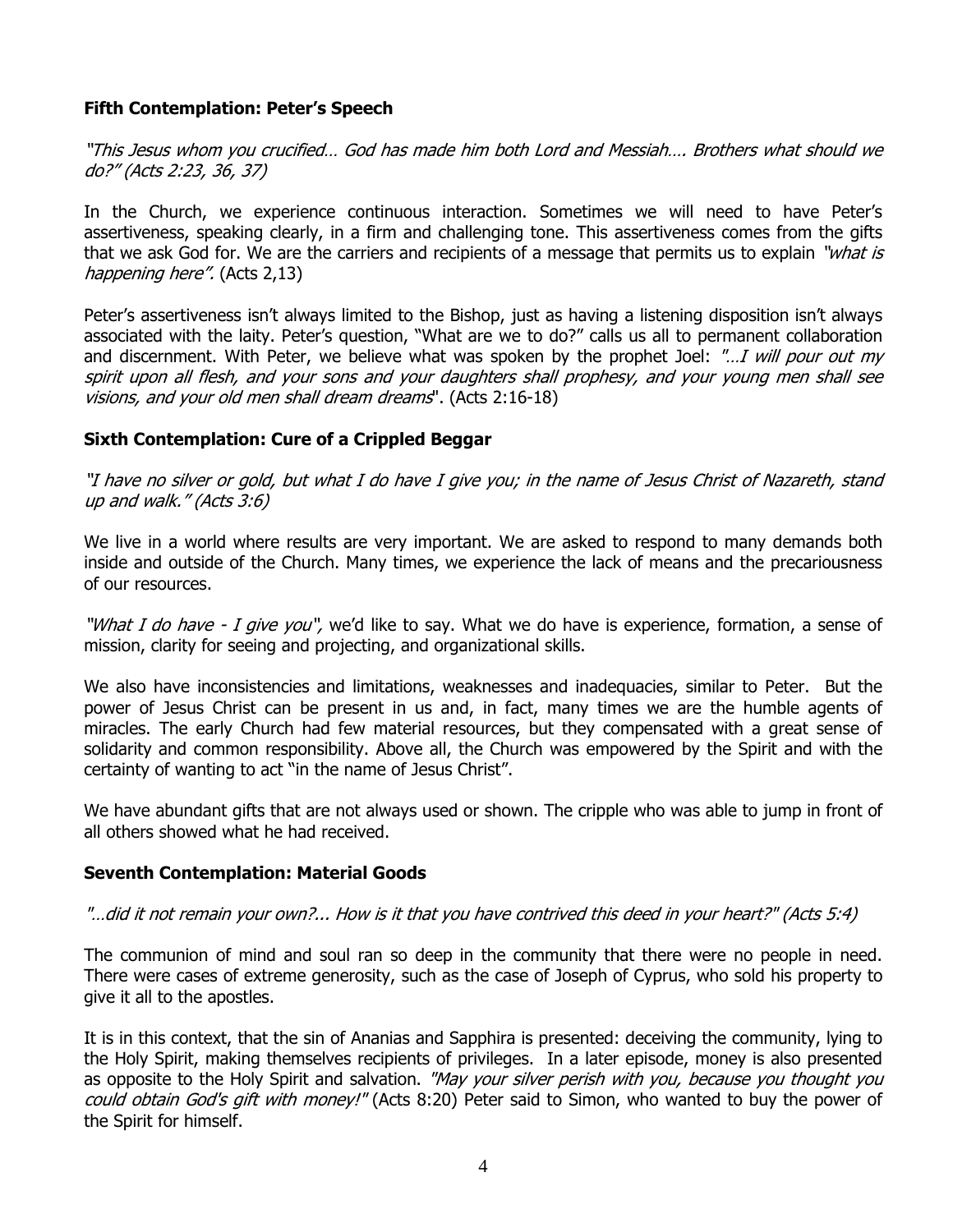**Fifth Contemplation: Peter's Speech**

*"This Jesus whom you crucified… God has made him both Lord and Messiah…. Brothers what should we do?" (Acts 2:23, 36, 37)*

In the Church, we experience continuous interaction. Sometimes we will need to have Peter's assertiveness, speaking clearly, in a firm and challenging tone. This assertiveness comes from the gifts that we ask God for. We are the carriers and recipients of a message that permits us to explain *"what is happening here".* (Acts 2,13)

Peter's assertiveness isn't always limited to the Bishop, just as having a listening disposition isn't always associated with the laity. Peter's question, "What are we to do?" calls us all to permanent collaboration and discernment. With Peter, we believe what was spoken by the prophet Joel: *"…I will pour out my spirit upon all flesh, and your sons and your daughters shall prophesy, and your young men shall see visions, and your old men shall dream dreams*". (Acts 2:16-18)

**Sixth Contemplation: Cure of a Crippled Beggar**

*"I have no silver or gold, but what I do have I give you; in the name of Jesus Christ of Nazareth, stand up and walk." (Acts 3:6)*

We live in a world where results are very important. We are asked to respond to many demands both inside and outside of the Church. Many times, we experience the lack of means and the precariousness of our resources.

*"What I do have - I give you",* we'd like to say. What we do have is experience, formation, a sense of mission, clarity for seeing and projecting, and organizational skills.

We also have inconsistencies and limitations, weaknesses and inadequacies, similar to Peter. But the power of Jesus Christ can be present in us and, in fact, many times we are the humble agents of miracles. The early Church had few material resources, but they compensated with a great sense of solidarity and common responsibility. Above all, the Church was empowered by the Spirit and with the certainty of wanting to act "in the name of Jesus Christ".

We have abundant gifts that are not always used or shown. The cripple who was able to jump in front of all others showed what he had received.

**Seventh Contemplation: Material Goods**

*"…did it not remain your own?... How is it that you have contrived this deed in your heart?" (Acts 5:4)*

The communion of mind and soul ran so deep in the community that there were no people in need. There were cases of extreme generosity, such as the case of Joseph of Cyprus, who sold his property to give it all to the apostles.

It is in this context, that the sin of Ananias and Sapphira is presented: deceiving the community, lying to the Holy Spirit, making themselves recipients of privileges. In a later episode, money is also presented as opposite to the Holy Spirit and salvation. *"May your silver perish with you, because you thought you could obtain God's gift with money!"* (Acts 8:20) Peter said to Simon, who wanted to buy the power of the Spirit for himself.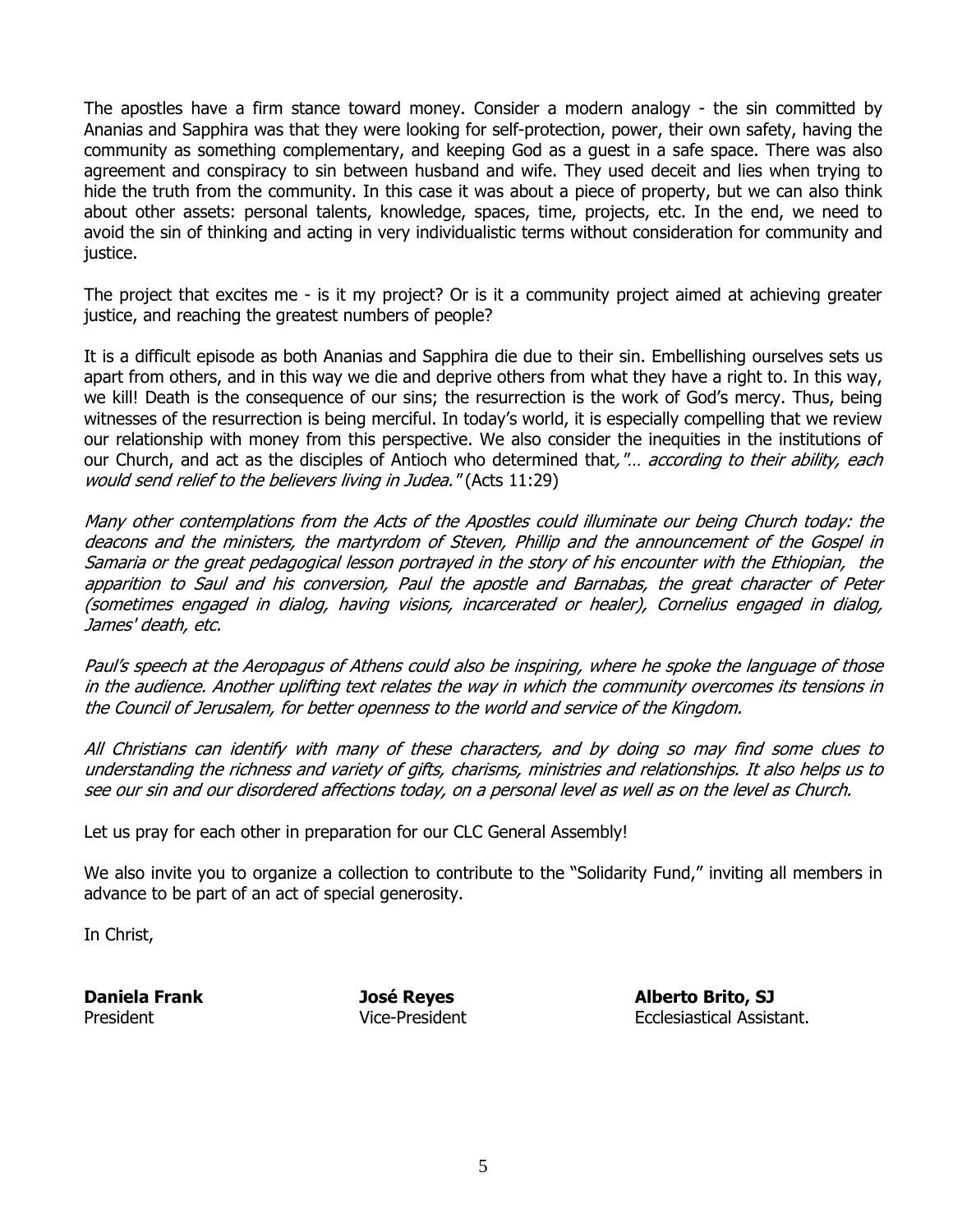The apostles have a firm stance toward money. Consider a modern analogy - the sin committed by Ananias and Sapphira was that they were looking for self-protection, power, their own safety, having the community as something complementary, and keeping God as a guest in a safe space. There was also agreement and conspiracy to sin between husband and wife. They used deceit and lies when trying to hide the truth from the community. In this case it was about a piece of property, but we can also think about other assets: personal talents, knowledge, spaces, time, projects, etc. In the end, we need to avoid the sin of thinking and acting in very individualistic terms without consideration for community and justice.

The project that excites me - is it my project? Or is it a community project aimed at achieving greater justice, and reaching the greatest numbers of people?

It is a difficult episode as both Ananias and Sapphira die due to their sin. Embellishing ourselves sets us apart from others, and in this way we die and deprive others from what they have a right to. In this way, we kill! Death is the consequence of our sins; the resurrection is the work of God's mercy. Thus, being witnesses of the resurrection is being merciful. In today's world, it is especially compelling that we review our relationship with money from this perspective. We also consider the inequities in the institutions of our Church, and act as the disciples of Antioch who determined that*,"… according to their ability, each would send relief to the believers living in Judea."* (Acts 11:29)

*Many other contemplations from the Acts of the Apostles could illuminate our being Church today: the deacons and the ministers, the martyrdom of Steven, Phillip and the announcement of the Gospel in Samaria or the great pedagogical lesson portrayed in the story of his encounter with the Ethiopian, the apparition to Saul and his conversion, Paul the apostle and Barnabas, the great character of Peter (sometimes engaged in dialog, having visions, incarcerated or healer), Cornelius engaged in dialog, James' death, etc.*

*Paul's speech at the Aeropagus of Athens could also be inspiring, where he spoke the language of those in the audience. Another uplifting text relates the way in which the community overcomes its tensions in the Council of Jerusalem, for better openness to the world and service of the Kingdom.*

*All Christians can identify with many of these characters, and by doing so may find some clues to understanding the richness and variety of gifts, charisms, ministries and relationships. It also helps us to see our sin and our disordered affections today, on a personal level as well as on the level as Church.*

Let us pray for each other in preparation for our CLC General Assembly!

We also invite you to organize a collection to contribute to the "Solidarity Fund," inviting all members in advance to be part of an act of special generosity.

In Christ,

**Daniela Frank**
President

**José Reyes**
Vice-President

**Alberto Brito, SJ**
Ecclesiastical Assistant.